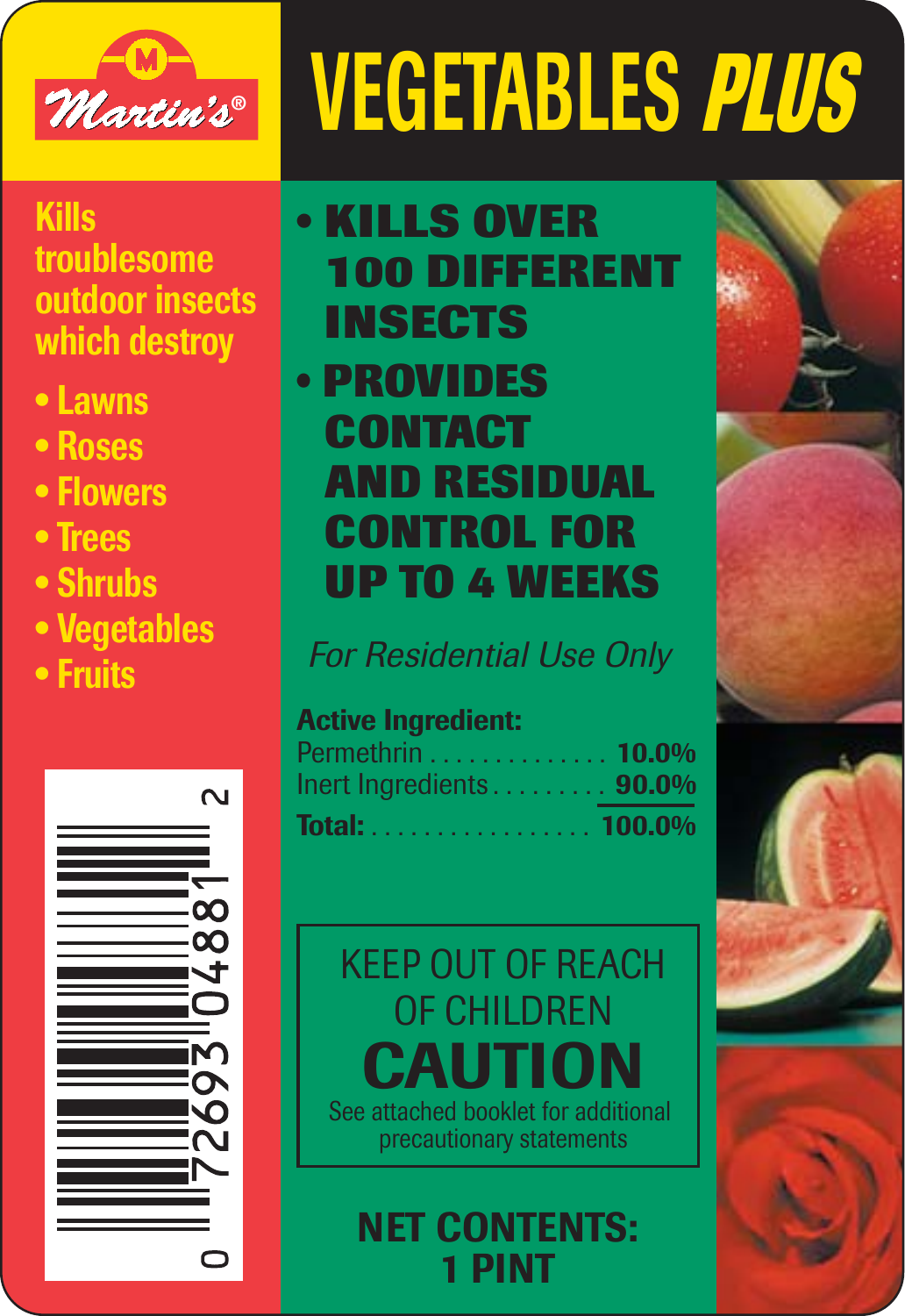Martin's®

# VEGETABLES *PLUS*

Kills troublesome outdoor insects which destroy

- Lawns
- Roses
- Flowers
- Trees
- Shrubs
- Vegetables
- Fruits

0 72693 04881 2

- **KILLS OVER 100 DIFFERENT INSECTS**
- **PROVIDES CONTACT AND RESIDUAL CONTROL FOR UP TO 4 WEEKS**

*For Residential Use Only*

**Active Ingredient:**

| | |
|---|---|
| Permethrin | **10.0%** |
| Inert Ingredients | **90.0%** |
| **Total:** | **100.0%** |

KEEP OUT OF REACH OF CHILDREN

**CAUTION**

See attached booklet for additional precautionary statements

**NET CONTENTS: 1 PINT**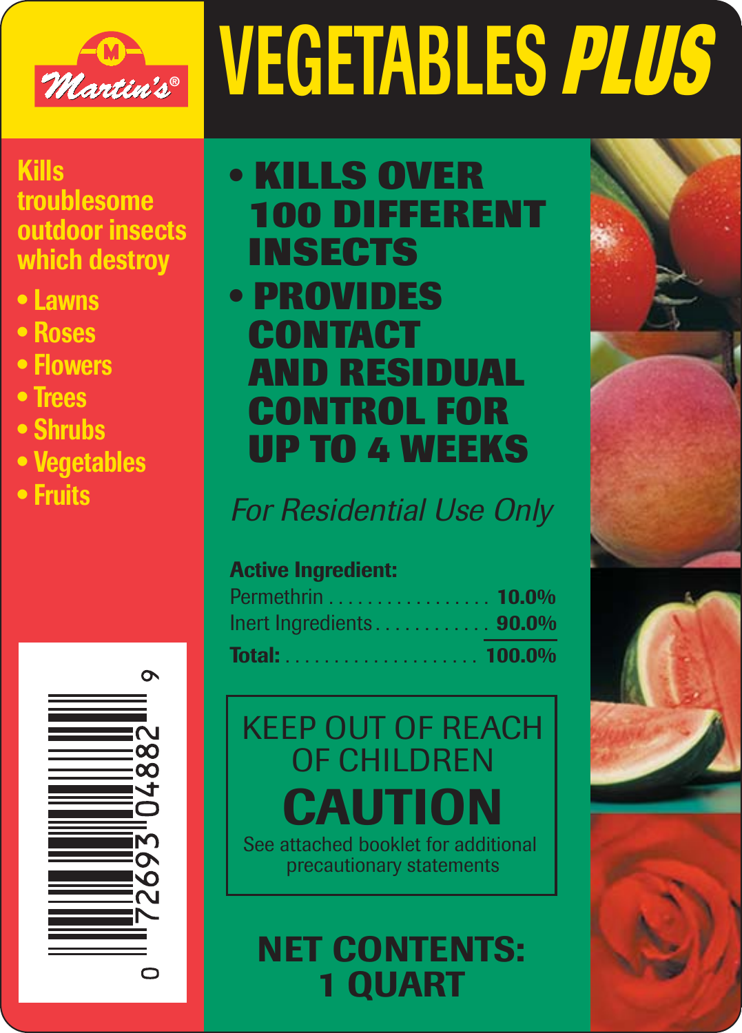Martin's®

# VEGETABLES *PLUS*

Kills troublesome outdoor insects which destroy

- Lawns
- Roses
- Flowers
- Trees
- Shrubs
- Vegetables
- Fruits

0 72693 04882 9

- **KILLS OVER 100 DIFFERENT INSECTS**
- **PROVIDES CONTACT AND RESIDUAL CONTROL FOR UP TO 4 WEEKS**

*For Residential Use Only*

**Active Ingredient:**

| | |
|---|---|
| Permethrin | **10.0%** |
| Inert Ingredients | **90.0%** |
| **Total:** | **100.0%** |

KEEP OUT OF REACH OF CHILDREN

## CAUTION

See attached booklet for additional precautionary statements

**NET CONTENTS: 1 QUART**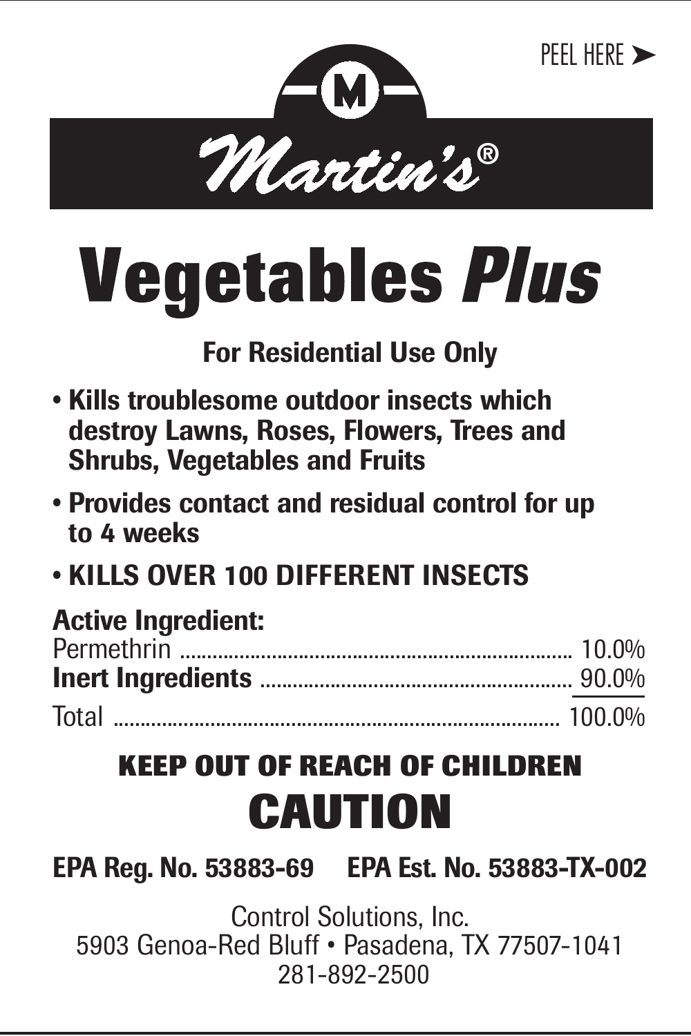PEEL HERE ➤

# Martin's®

# Vegetables *Plus*

**For Residential Use Only**

- **Kills troublesome outdoor insects which destroy Lawns, Roses, Flowers, Trees and Shrubs, Vegetables and Fruits**
- **Provides contact and residual control for up to 4 weeks**
- **KILLS OVER 100 DIFFERENT INSECTS**

| **Active Ingredient:** | |
|---|---|
| Permethrin | 10.0% |
| **Inert Ingredients** | 90.0% |
| Total | 100.0% |

**KEEP OUT OF REACH OF CHILDREN**

## CAUTION

**EPA Reg. No. 53883-69** **EPA Est. No. 53883-TX-002**

Control Solutions, Inc.
5903 Genoa-Red Bluff • Pasadena, TX 77507-1041
281-892-2500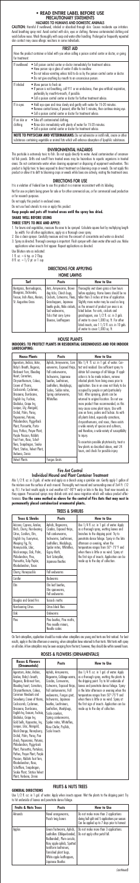# • READ ENTIRE LABEL BEFORE USE
## PRECAUTIONARY STATEMENTS
### HAZARDS TO HUMANS AND DOMESTIC ANIMALS

**CAUTION:** Harmful if swallowed, inhaled or absorbed through skin. Causes moderate eye irritation. Avoid breathing spray mist. Avoid contact with skin, eyes or clothing. Remove contaminated clothing and wash before reuse. Wash thoroughly with soap and water after handling. Prolonged or frequently repeated skin contact may cause allergic reactions in some individuals.

| FIRST AID | |
|---|---|
| Have the product container or label with you when calling a poison control center or doctor, or going for treatment. | |
| If swallowed | • Call poison control center or doctor immediately for treatment advice. • Have person sip a glass of water if able to swallow. • Do not induce vomiting unless told to do so by the poison control center or doctor. • Do not give anything by mouth to an unconscious person. |
| If inhaled | • Move person to fresh air. • If person is not breathing, call 911 or an ambulance, then give artificial respiration, preferably by mouth-to-mouth, if possible. • Call a poison control center or doctor for further treatment advice. |
| If in eyes | • Hold eye open and rinse slowly and gently with water for 15-20 minutes. • Remove contact lenses, if present, after the first 5 minutes, then continue rinsing eye. • Call a poison control center or doctor for treatment advice. |
| If on skin or clothing | • Take off contaminated clothing. • Rinse skin immediately with plenty of water for 15-20 minutes. • Call a poison control center or doctor for treatment advice. |
| **NOTE TO PHYSICIAN AND VETERINARIAN:** Do not administer or instill milk, cream or other substances containing vegetable or animal fats which will enhance absorption of lipophilic substances. | |

## ENVIRONMENTAL HAZARDS

This pesticide is extremely toxic to fish. Do not apply directly to water. Avoid contamination of ornamental fish ponds. Drifts and runoff from treated areas may be hazardous to aquatic organisms in treated areas. Do not contaminate water when cleaning equipment or disposing of equipment washwaters. This product is highly toxic to bees exposed to direct treatment on blooming crops or weeds. Do not apply this product or allow it to drift to blooming crops or weeds while bees are actively visiting the treatment area.

## DIRECTIONS FOR USE

It is a violation of Federal law to use this product in a manner inconsistent with its labeling.

Not for use on plants being grown for sale or for other commercial use, or for commercial seed production or for research purposes.

Do not apply this product in enclosed areas.

Do not use food utensils to mix or apply this product.

**Keep people and pets off treated areas until the spray has dried.**

**SHAKE WELL BEFORE USING**

**THREE STEPS TO MIX AND APPLY:**

1. For lawns and vegetables, measure the area to be sprayed. Calculate square feet by multiplying length by width. For all other applications, apply as a thorough cover spray.
2. Use a clean sprayer. Carefully measure and mix the amount of concentrate and water as directed.
3. Spray as directed. Thorough coverage is important. Flush sprayer with clean water after each use. Make applications when insects first appear. Repeat applications as directed.

Use Dilution rate as indicated:
1 fl. oz. = 6 tsp. or 2 Tbsp.
8 fl. oz. = 1/2 pt. or 1 cup

## DIRECTIONS FOR APPLYING
### HOME LAWNS

| Turf | Pests | How to Use |
|---|---|---|
| Bentgrass, Bermudagrass, Bluegrass, Dichondra, Fescue, Irish Moss, Rhesses, St. Augustine Grass | Ants, Armyworms, Brown dog ticks, Chinch bugs, Cutworts, Leafworms, Fleas, Grasshoppers, Japanese beetle grubs, Mole crickets, Sod webworms, Ticks that carry Lyme Disease, Leafhoppers | Thoroughly wet down grass a few hours before applying. Mow lawns should be no taller than 3 inches at time of application. Slightly more water may be used as long as the amount of product per area is as listed below. For ants, crickets and grasshoppers, use 1/2 fl. oz. in 3 gals. of water to cover 1,000 sq. ft. For other listed insects, use 1 1/2 fl. oz. in 10 gals. of water to cover 1,000 sq. ft. |

## HOUSE PLANTS
### INDOORS: TO PROTECT PLANTS IN RESIDENTIAL GREENHOUSES AND FOR INDOOR LANDSCAPING:

| House Plants | Pests | How to Use |
|---|---|---|
| Ageratum, Aralias, Aster, Baby's Breath, Begonia, Birdsnest Fern, Bleeding Heart, Carnation, Chrysanthemum, Coleus, Crown of Thorns, Crossandra, Cyclamen, Dracaena, Dumbcane, English Ivy, Fuchsia, Gladiolus, Grape Ivy, Juniper, Lily, Marigold, Orchid, Palm, Pansy, Peperomia, Petunia, Philodendron, Piggyback Plant, Poinsettia, Portulaca, Pothos, Prayer Plant, Purple Passion, Rabbits Foot Fern, Rose, Schefflera, Snapdragon, Snake Plant, Statice, Velvet Plant, Verbena, Zinnia | Aphids, Armyworms, Cane borers, Exposed thrips, Fall cankerworms, Inchworms, Japanese beetles, Leafminers, Leafrollers, Mealybugs, Scales, Spider mites, Spring cankerworms, Whiteflies | Mix 1/4 fl. oz. in 1 gal. of water. Contact and residual. Use sufficient spray to obtain full coverage of all foliage. If application is to be made indoors, remove infested plants from living areas prior to application. Do so in an area not likely to be occupied by people or pets (potentially tub). After spraying, plants can be returned to original location. Do not use more product than recommended, as this may cause plant injury. Use with care on ferns, palms and fuchsias. As with all plants listed, especially carnations, chrysanthemums, and roses, there exists a wide variety of species and cultivars, and therefore, a wide variety of susceptibility to injury. To ascertain possible phytotoxicity, treat a few plants as described above, wait 24 hours, and check for possible injury. |
| Velvet Plants | Fungus Gnats | |

## Fire Ant Control
### Individual Mound and Plant Container Treatment

Mix 1/2 fl. oz. in 3 gals. of water and apply as a drench using a sprinkler can. Gently apply 1 gallon of the mixture over the surface of each mound. Thoroughly wet mound and surrounding area of 3x4 ft. (12 sq. ft.). For best results apply in cool weather 65°-80°F early or late in the day. Treat new mounds as they appear. Pressurized sprays may disturb ants and cause migration which will reduce product effectiveness. **Use the same method as above for the control of Fire Ants that may nest in permanently placed containerized ornamental plants.**

## TREES & SHRUBS

| Trees & Shrubs | Pests | How to Use |
|---|---|---|
| Arizona Cypress, Azalea, Birch, Cherry, Nonbearing Citrus, Conifers, Elm, English Ivy, Euonymus, Weeping Fig, Fir, Honeysuckle, Lilac, Mock-orange, Oak, Palm, Philodendron, Pine, Poinsettia, Tulip Poplar, Rhododendron, Yucca | Aphids, Bagworms, Condors, Exposed thrips, Fall cankerworms, Inchworms, Leafminers, Leafrollers, Mealybugs, Spider mites, Whiteflies, Gypsy Moth, Tent Caterpillar, Japanese Beetles | Use 1/4 fl. oz. in 1 gal. of water. Apply as a thorough spray, wetting leaves and branches to the dripping point. Try to penetrate dense foliage. Spray in the late afternoon or evening when the temperature ranges from 50°-75°F and when there is little or no wind. Spray at the first sign of insects. Application can be made up to the day of collection. |
| Cherry, Honeysuckle | Fall webworms | |
| Conifer | Budworms | |
| Elm | Elm leaf beetles, Elm spanworms, Fall webworms | |
| Douglas and Grand Firs | Tussock moths | |
| Nonbearing Citrus | Citrus black flies | |
| Oak | Oakworms | |
| Pine | Pine beetles, Pine moths, Pine needle miners, Needle scales | |

On Tent caterpillars, application should be made when caterpillars are young and tents are first noticed. For best results, apply in the late afternoon or evening, when caterpillars have returned to their tents. Wet tents with spray on all sides. A few caterpillars may be seen escaping from the tent; however, they should die within several hours.

## ROSES & FLOWERS (ORNAMENTALS)

| Roses & Flowers (Ornamentals) | Pests | How to Use |
|---|---|---|
| Ageratum, Aster, Azalea, Azalea, Baby's breath, Begonia, Birdsnest Fern, Bleeding Heart, Carnation, Chrysanthemum, Coleus, Common Hawkweed and Snowberry, Crown of thorns, Crossandra, Cyclamen, Dracaena, Dumbcane, English Ivy, Fatsia, Fuchsia, Gladiolus, Grape Ivy, Gold balls, Hypoestes, Ivy, Juniper, Lilac, Marigold, Mock-Orange, Honeybush, Orchid, Palm, Pansy, Peony shrub, Peperomia, Petunia, Philodendron, Piggyback Plant, Poinsettia, Portulaca, Pothos, Prayer Plant, Purple Passion, Rabbits foot fern, Rhododendron, Rose, Schefflera, Snapdragon, Snake Plant, Statice Velvet Plant, Verbena, Zinnia | Aphids, Armyworms, Bagworms, Cabbage worms, Condors, Cutworms, Cutworms, Exposed thrips, Fall cankerworms, Fall webworms, Fungus gnats, Inchworms, Japanese beetles, Leafminers, Leafrollers, Mealybugs, Scale crawlers, Spring cankerworms, Spider mites, Whiteflies, Rose Chafer, Psyllids, Scale Insects | Use 1/4 fl. oz. in 1 gal. of water. Apply as a thorough spray, wetting the plants to the dripping point. Try to penetrate the leaves and penetrate dense foliage. Spray in the late afternoon or evening when the temperature ranges from 50°-75°F and when there is little or no wind. Spray at the first sign of insects. Application can be made up to the day of collection. |

## FRUITS & NUTS TREES

### GENERAL DIRECTIONS

Use 1/2 fl. oz. in 1 gal. of water. Apply when insects appear. Wet the plants to the dripping point. Try to hit underside of leaves and penetrate dense foliage.

| Fruits & Nuts Trees | Pests | How to Use |
|---|---|---|
| Almonds | Navel orangeworms, Peach twig borers | Do not make more than 2 applications during hull split and 5 applications per season. Can be applied up to 7 days prior to harvest. |
| Apples | Green fruitworms, Aphids, Leafrollers (Obliquebanded, Redbanded), Plum curculio, Rosy apple aphids, Spotted tentiform leafminers, Tarnished plant bugs, White apple leafhoppers, Japanese Beetles | Do not make more than 3 applications. Do not apply after petal fall. |

(continued)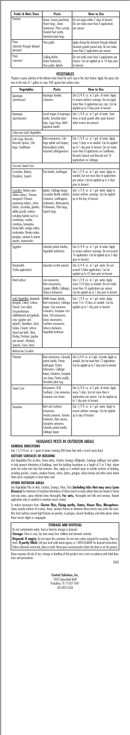| Fruits & Nuts Trees | Pests | How to Use |
|---|---|---|
| Peaches | Borers (Lesser peachtree, Peach twig), Green fruitworms, Plum curculio, Oriental fruit moths, Tarnished plant bugs | Do not apply within 7 days of harvest. Do not make more than 8 applications per season. |
| Pears (dormant through delayed dormant) | Pear psylla | Apply during the dormant through delayed dormant growth period only. Do not make more than 2 applications per season. |
| Pears (summer) | Codling Moths, Green fruitworms, Pear psylla, Aphids | Do not make more than 3 applications per season. Can be applied up to 14 days prior to harvest. |

## VEGETABLES

Prepare a spray solution at the dilution rates listed for each crop in the chart below. Apply the spray solution at the rate of 1 gallon to cover 440 square feet surface area.

| Vegetables | Pests | How to Use |
|---|---|---|
| Asparagus (pre-harvest) | Asparagus beetles, Cutworms | Use 3/4 fl. oz. in 2 gals. of water. Apply to ensure uniform coverage. Do not apply more than 4 applications per crop. Can be applied up to 3 days prior to harvest. |
| Asparagus (post-harvest) | Larval stages of asparagus beetle; Tarnished plant bugs, Lygus bugs, Adult Japanese beetle | Use 1/4 fl. oz. in 1 gal. of water. Treat ferns or bush growth after spear harvest when insects are present. |
| Celery-see Leafy Vegetables | | |
| Cole Crops, Broccoli, Brussels Sprouts, Cabbage, Cauliflower | Beet armyworms, Cabbage aphids and loopers, Diamondback moths, Imported cabbageworms | Use 1/4 fl. oz. in 1 gal. of water. Apply every 5 days or as needed. Can be applied up to 1 day prior to harvest. Do not make more than 8 applications on Cauliflower, Brussels Sprouts and Broccoli and 10 applications on Cabbage. |
| Corn-see Sweet Corn | | |
| Cucumber, Melons, Pumpkins, Squash | Flea beetle, Leafhopper | Use 1/2 fl. oz. in 1 gal. water. Apply as needed, but not more than 8 applications per season. Can be applied up to 3 days prior to harvest. |
| Cucurbits: Balsam pear (bitter melon), Chinese waxgourd (Chinese preserving melon), citron melon, cucumber, gherkin, edible gourds; melons including hybrids such as cantaloupe, casaba, crenshaw, honeydew, honey balls, mango melon, muskmelon, Persian melon, pumpkin, summer & winter squash, watermelon | Aphids, Cabbage looper, Cucumber Beetle (adults), Cutworms, Leafhoppers, Leafminers, Melonworms, Pickleworm, Plant bugs, Squash bugs. | Use 1/2 fl. oz. in 1 gal. water. Apply to ensure uniform coverage. Can be applied up to the day of harvest. |
| Eggplant | Colorado potato beetles, Vegetable leafminers | Use 3/4 fl. oz. in 1 gal. of water. Apply to ensure uniform coverage. Do not exceed 16 applications. Can be applied up to 3 days prior to harvest. |
| Horseradish (Foliar application) | Imported crucifer weevils | Use 3/4 fl. oz. in 1 gal. water. Do not exceed 3 foliar applications. Can be applied up to 22 days prior to harvest. |
| Head Lettuce | Corn earworms, Beet armyworms, Loopers (Alfalfa, Cabbage), Tobacco budworms | Use 1/2 fl. oz. in 1 gal. water. Apply every 5-10 days as needed. Do not make more than 10 applications per season. Can be applied up to 1 day prior to harvest. |
| Leafy Vegetables: Amaranth, Arugula, Celery, Celtuce, Chervil, Corn salad, Chrysanthemum (edible-leaved and garland), cress (garden and upland), Dandelion, Dock, Endive, Fennel, Lettuce (head and leaf), Okra, Parsley, Purslane (garden and winter), Rhubarb, Spinach, Swiss chard | Alfalfa looper, Aphids, Beet armyworm, Cabbage looper, Corn earworm, Cutworms, European corn borer, Fall armyworm, Green cloverworm, Southern armyworm, Tobacco budworm, Vegetable leafminer | Use 1/3 fl. oz. in 1 gal. water. Apply every 5 to 10 days as needed. Can be applied up to 1 day prior to harvest. |
| Melons-see Cucurbits | | |
| Potatoes | Beet armyworms, Colorado potato beetle, Potato leafhopper, Potato tuberworm, Cabbage looper, Cutworms, European corn borer, Potato psyllid, Tarnished plant bug | Use 3/4 fl. oz. in 2 gals. of water. Apply as needed, but not more than 12 applications. Can be applied up to 7 days prior to harvest. |
| Sweet Corn | Armyworms (Fall, Southern), Corn earworms, European corn borers | Use 3/4 fl. oz. in 2 gals. of water. Apply every 5 days, but not more than 6 applications per season. Can be applied up to 1 day prior to harvest. |
| Tomatoes | Beet and southern armyworm, Tomato pinworm, Tomato fruitworm, Hornworms, Granulate cutworms, Colorado potato beetle, Cabbage looper | Use 1/2 fl. oz. in 1 gal. water. Apply to ensure uniform coverage. Can be applied up to day of harvest. |

## NUISANCE PESTS IN OUTDOOR AREAS

**GENERAL DIRECTIONS**

Use 1 2/3 fl.ozs. in 1 quart of water, treating 400 linear feet with a 6-inch spray band.

**OUTSIDE SURFACES OF BUILDING**

Use Vegetables Plus on Ants, Clover mites, Crickets, Earwigs, Millipedes, Sowbugs (pillbugs) and spiders to help prevent infestation of buildings, treat the building foundation to a height of 2 to 3 feet, where pests are active and may find entrance. Also, apply as a residual spray to outside surfaces of building, including porches, screens, window frames, eaves, patios, garages, refuse dumps and other areas where these pests congregate or have been seen.

**OTHER OUTDOOR AREAS**

Use Vegetables Plus on Ants, Crickets, Earwigs, Fleas, Ticks **(including ticks that may carry Lyme Disease)** for treatment of localized infestations of these insects in areas where there are weeds or bushy non-crop areas, spray infested areas thoroughly. **For ants,** thoroughly wet hills and runways. Repeat application only as needed to maintain insect control.

To reduce annoyance from: **Cluster flies, Flying moths, Gnats, House flies, Mosquitoes**. Spray outside surfaces of screens, doors, window frames or wherever these insects may enter the room. Also treat surfaces around light fixtures on porches, in garages, around shrubbery, and other places where these insects alight or congregate.

**STORAGE AND DISPOSAL**

Do not contaminate water, food or feed by storage or disposal.

**Storage:** Store in cool, dry area away from children and domestic animals.

**Disposal: If empty:** Do not reuse this container. Do not reuse unless required for recycling. Place in trash. **If partly filled:** Call your local solid waste agency or 1-800-CLEANUP for disposal instructions. Unless otherwise instructed, place in trash. Never pour unused product down the drain or on the ground.

Buyer assumes all risk of use, storage or handling of this product not in strict accordance with label directions and precautions.

0305

Control Solutions, Inc.
5903 Genoa-Red Bluff
Pasadena, TX 77507-1041
281-892-2500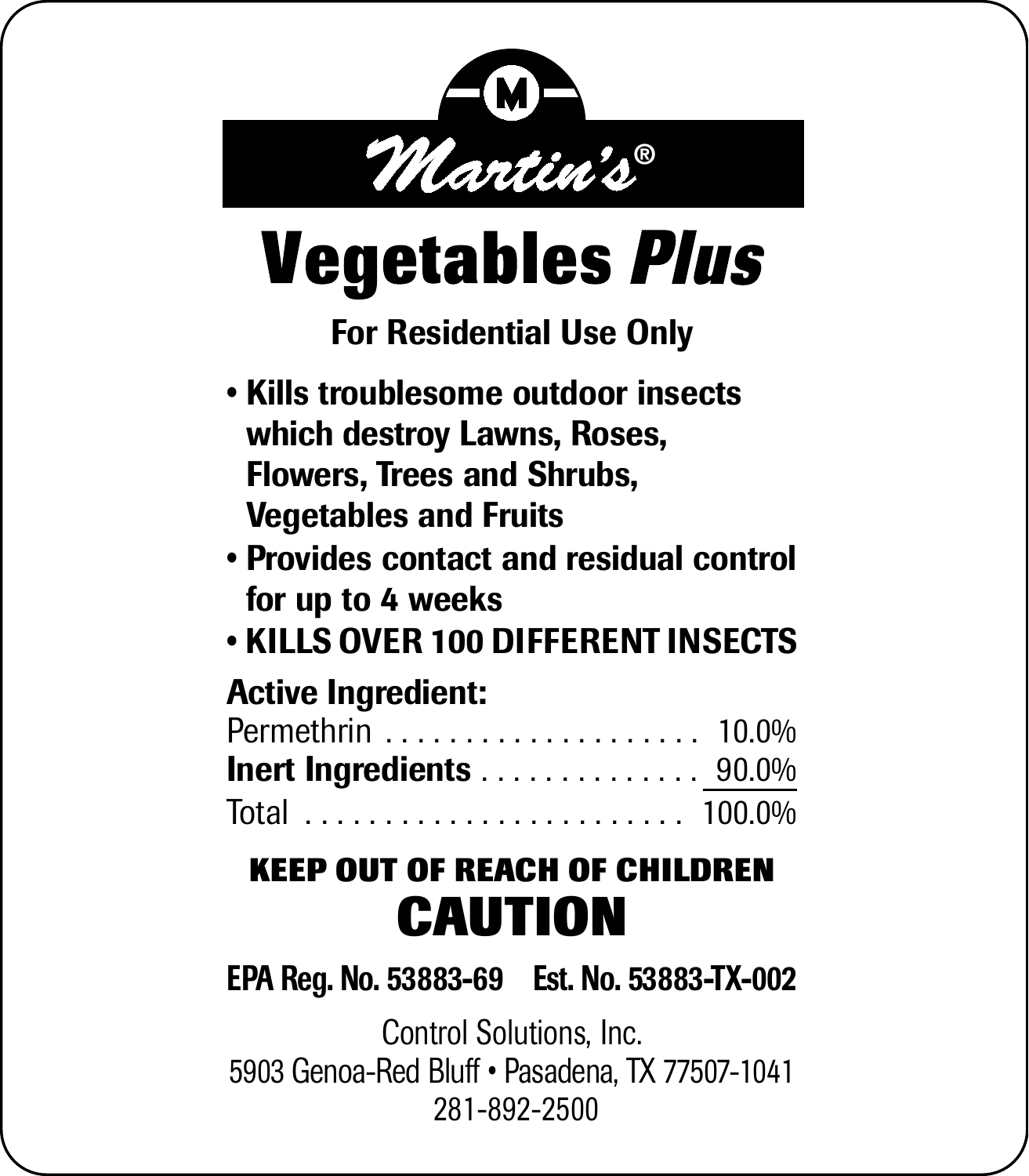# Martin's®

# Vegetables *Plus*

**For Residential Use Only**

- **Kills troublesome outdoor insects which destroy Lawns, Roses, Flowers, Trees and Shrubs, Vegetables and Fruits**
- **Provides contact and residual control for up to 4 weeks**
- **KILLS OVER 100 DIFFERENT INSECTS**

**Active Ingredient:**

| | |
|---|---|
| Permethrin | 10.0% |
| **Inert Ingredients** | 90.0% |
| Total | 100.0% |

**KEEP OUT OF REACH OF CHILDREN**

## CAUTION

**EPA Reg. No. 53883-69    Est. No. 53883-TX-002**

Control Solutions, Inc.
5903 Genoa-Red Bluff • Pasadena, TX 77507-1041
281-892-2500